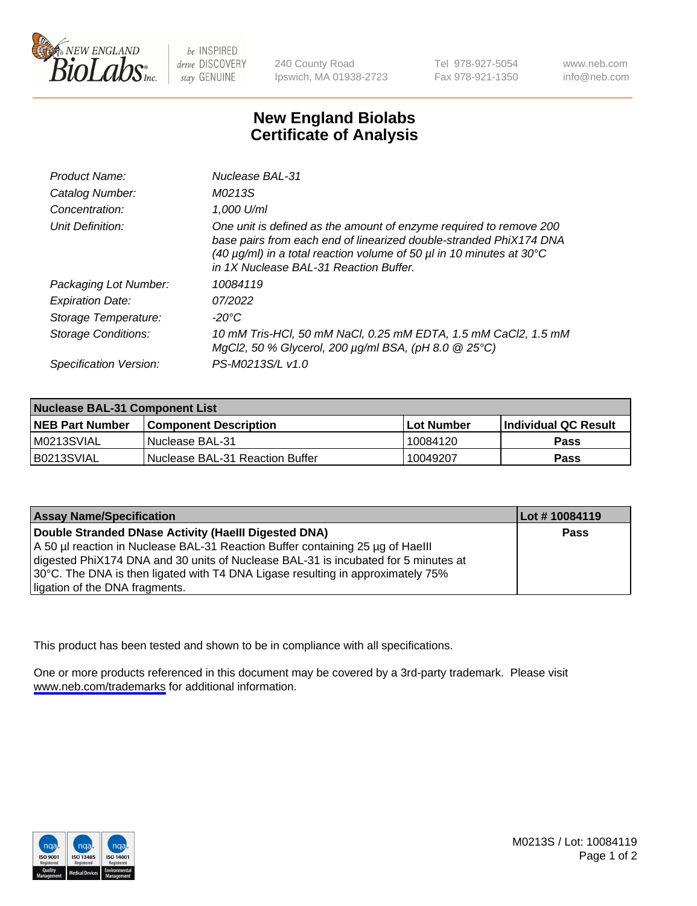# New England Biolabs Certificate of Analysis

| | |
|---|---|
| Product Name: | *Nuclease BAL-31* |
| Catalog Number: | *M0213S* |
| Concentration: | *1,000 U/ml* |
| Unit Definition: | *One unit is defined as the amount of enzyme required to remove 200 base pairs from each end of linearized double-stranded PhiX174 DNA (40 µg/ml) in a total reaction volume of 50 µl in 10 minutes at 30°C in 1X Nuclease BAL-31 Reaction Buffer.* |
| Packaging Lot Number: | *10084119* |
| Expiration Date: | *07/2022* |
| Storage Temperature: | *-20°C* |
| Storage Conditions: | *10 mM Tris-HCl, 50 mM NaCl, 0.25 mM EDTA, 1.5 mM CaCl2, 1.5 mM MgCl2, 50 % Glycerol, 200 µg/ml BSA, (pH 8.0 @ 25°C)* |
| Specification Version: | *PS-M0213S/L v1.0* |

| Nuclease BAL-31 Component List | | | |
|---|---|---|---|
| **NEB Part Number** | **Component Description** | **Lot Number** | **Individual QC Result** |
| M0213SVIAL | Nuclease BAL-31 | 10084120 | **Pass** |
| B0213SVIAL | Nuclease BAL-31 Reaction Buffer | 10049207 | **Pass** |

| Assay Name/Specification | Lot # 10084119 |
|---|---|
| **Double Stranded DNase Activity (HaeIII Digested DNA)**<br>A 50 µl reaction in Nuclease BAL-31 Reaction Buffer containing 25 µg of HaeIII digested PhiX174 DNA and 30 units of Nuclease BAL-31 is incubated for 5 minutes at 30°C. The DNA is then ligated with T4 DNA Ligase resulting in approximately 75% ligation of the DNA fragments. | **Pass** |

This product has been tested and shown to be in compliance with all specifications.

One or more products referenced in this document may be covered by a 3rd-party trademark. Please visit www.neb.com/trademarks for additional information.

M0213S / Lot: 10084119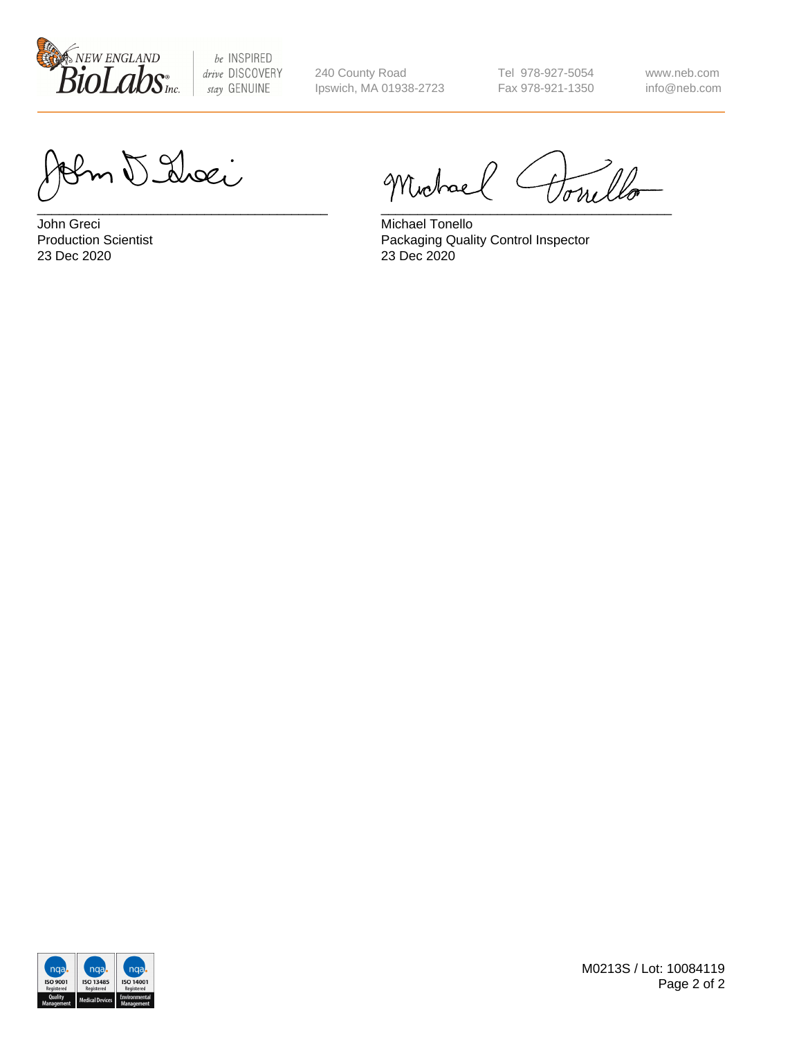John Greci
Production Scientist
23 Dec 2020

Michael Tonello
Packaging Quality Control Inspector
23 Dec 2020

M0213S / Lot: 10084119